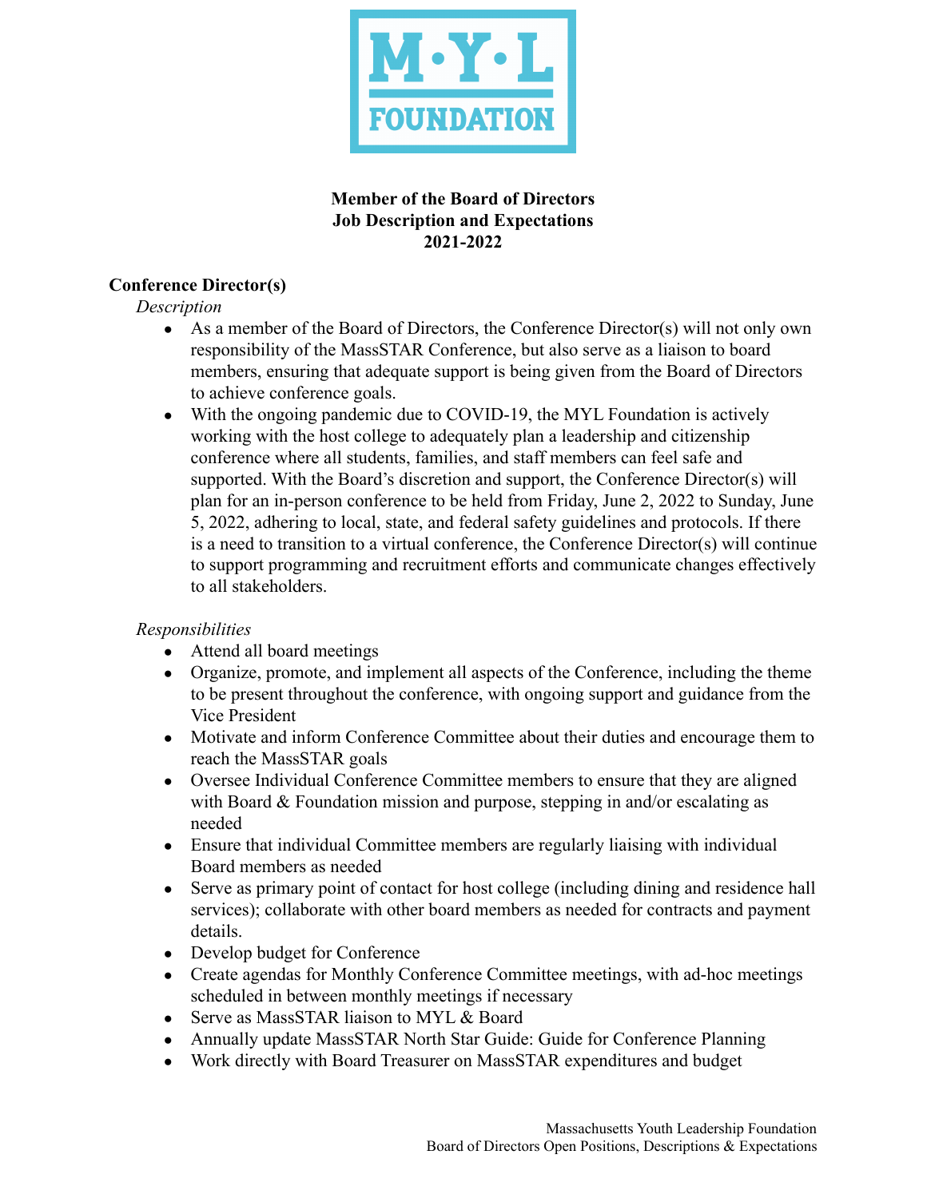M·Y·L FOUNDATION

**Member of the Board of Directors**
**Job Description and Expectations**
**2021-2022**

## Conference Director(s)

*Description*

- As a member of the Board of Directors, the Conference Director(s) will not only own responsibility of the MassSTAR Conference, but also serve as a liaison to board members, ensuring that adequate support is being given from the Board of Directors to achieve conference goals.
- With the ongoing pandemic due to COVID-19, the MYL Foundation is actively working with the host college to adequately plan a leadership and citizenship conference where all students, families, and staff members can feel safe and supported. With the Board's discretion and support, the Conference Director(s) will plan for an in-person conference to be held from Friday, June 2, 2022 to Sunday, June 5, 2022, adhering to local, state, and federal safety guidelines and protocols. If there is a need to transition to a virtual conference, the Conference Director(s) will continue to support programming and recruitment efforts and communicate changes effectively to all stakeholders.

*Responsibilities*

- Attend all board meetings
- Organize, promote, and implement all aspects of the Conference, including the theme to be present throughout the conference, with ongoing support and guidance from the Vice President
- Motivate and inform Conference Committee about their duties and encourage them to reach the MassSTAR goals
- Oversee Individual Conference Committee members to ensure that they are aligned with Board & Foundation mission and purpose, stepping in and/or escalating as needed
- Ensure that individual Committee members are regularly liaising with individual Board members as needed
- Serve as primary point of contact for host college (including dining and residence hall services); collaborate with other board members as needed for contracts and payment details.
- Develop budget for Conference
- Create agendas for Monthly Conference Committee meetings, with ad-hoc meetings scheduled in between monthly meetings if necessary
- Serve as MassSTAR liaison to MYL & Board
- Annually update MassSTAR North Star Guide: Guide for Conference Planning
- Work directly with Board Treasurer on MassSTAR expenditures and budget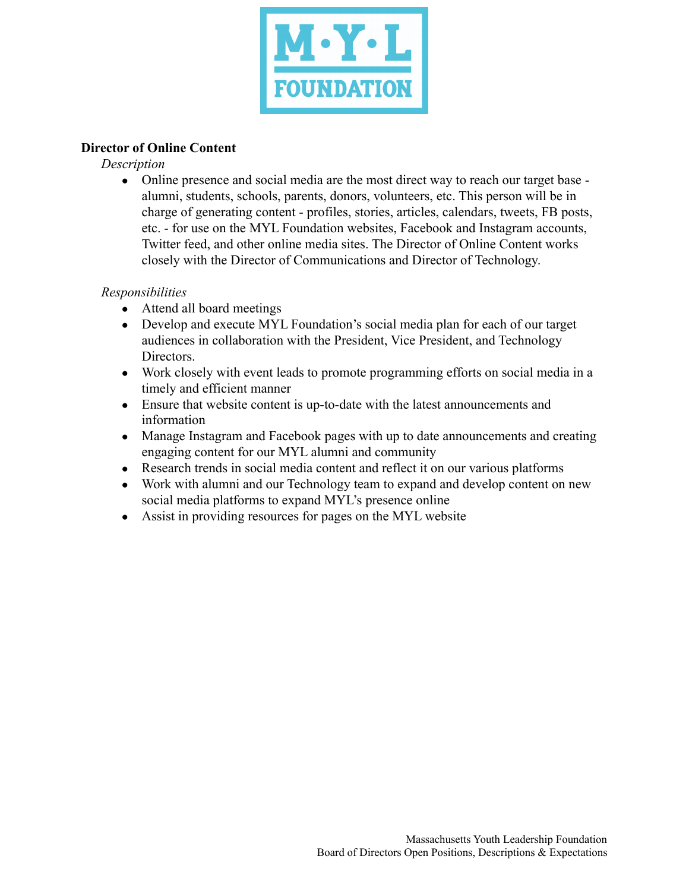**Director of Online Content**

*Description*

- Online presence and social media are the most direct way to reach our target base - alumni, students, schools, parents, donors, volunteers, etc. This person will be in charge of generating content - profiles, stories, articles, calendars, tweets, FB posts, etc. - for use on the MYL Foundation websites, Facebook and Instagram accounts, Twitter feed, and other online media sites. The Director of Online Content works closely with the Director of Communications and Director of Technology.

*Responsibilities*

- Attend all board meetings
- Develop and execute MYL Foundation's social media plan for each of our target audiences in collaboration with the President, Vice President, and Technology Directors.
- Work closely with event leads to promote programming efforts on social media in a timely and efficient manner
- Ensure that website content is up-to-date with the latest announcements and information
- Manage Instagram and Facebook pages with up to date announcements and creating engaging content for our MYL alumni and community
- Research trends in social media content and reflect it on our various platforms
- Work with alumni and our Technology team to expand and develop content on new social media platforms to expand MYL's presence online
- Assist in providing resources for pages on the MYL website